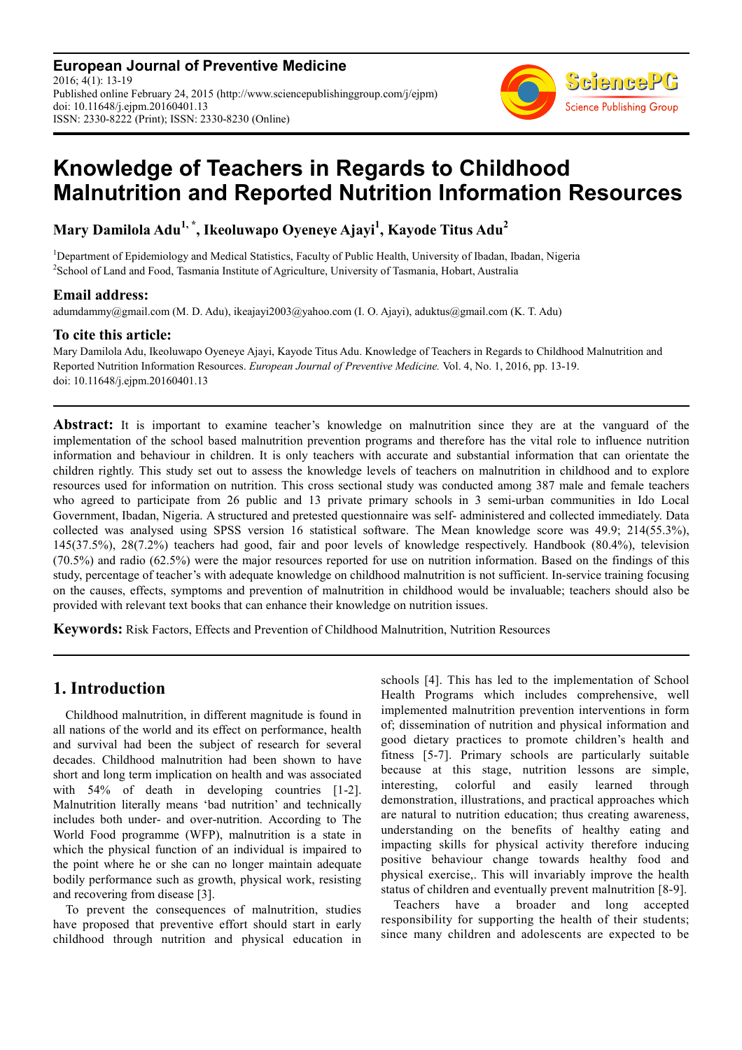**European Journal of Preventive Medicine**
2016; 4(1): 13-19
Published online February 24, 2015 (http://www.sciencepublishinggroup.com/j/ejpm)
doi: 10.11648/j.ejpm.20160401.13
ISSN: 2330-8222 (Print); ISSN: 2330-8230 (Online)

# Knowledge of Teachers in Regards to Childhood Malnutrition and Reported Nutrition Information Resources

**Mary Damilola Adu[1, *], Ikeoluwapo Oyeneye Ajayi[1], Kayode Titus Adu[2]**

[1]Department of Epidemiology and Medical Statistics, Faculty of Public Health, University of Ibadan, Ibadan, Nigeria
[2]School of Land and Food, Tasmania Institute of Agriculture, University of Tasmania, Hobart, Australia

## Email address:

adumdammy@gmail.com (M. D. Adu), ikeajayi2003@yahoo.com (I. O. Ajayi), aduktus@gmail.com (K. T. Adu)

## To cite this article:

Mary Damilola Adu, Ikeoluwapo Oyeneye Ajayi, Kayode Titus Adu. Knowledge of Teachers in Regards to Childhood Malnutrition and Reported Nutrition Information Resources. *European Journal of Preventive Medicine.* Vol. 4, No. 1, 2016, pp. 13-19. doi: 10.11648/j.ejpm.20160401.13

---

**Abstract:** It is important to examine teacher's knowledge on malnutrition since they are at the vanguard of the implementation of the school based malnutrition prevention programs and therefore has the vital role to influence nutrition information and behaviour in children. It is only teachers with accurate and substantial information that can orientate the children rightly. This study set out to assess the knowledge levels of teachers on malnutrition in childhood and to explore resources used for information on nutrition. This cross sectional study was conducted among 387 male and female teachers who agreed to participate from 26 public and 13 private primary schools in 3 semi-urban communities in Ido Local Government, Ibadan, Nigeria. A structured and pretested questionnaire was self- administered and collected immediately. Data collected was analysed using SPSS version 16 statistical software. The Mean knowledge score was 49.9; 214(55.3%), 145(37.5%), 28(7.2%) teachers had good, fair and poor levels of knowledge respectively. Handbook (80.4%), television (70.5%) and radio (62.5%) were the major resources reported for use on nutrition information. Based on the findings of this study, percentage of teacher's with adequate knowledge on childhood malnutrition is not sufficient. In-service training focusing on the causes, effects, symptoms and prevention of malnutrition in childhood would be invaluable; teachers should also be provided with relevant text books that can enhance their knowledge on nutrition issues.

**Keywords:** Risk Factors, Effects and Prevention of Childhood Malnutrition, Nutrition Resources

---

## 1. Introduction

Childhood malnutrition, in different magnitude is found in all nations of the world and its effect on performance, health and survival had been the subject of research for several decades. Childhood malnutrition had been shown to have short and long term implication on health and was associated with 54% of death in developing countries [1-2]. Malnutrition literally means 'bad nutrition' and technically includes both under- and over-nutrition. According to The World Food programme (WFP), malnutrition is a state in which the physical function of an individual is impaired to the point where he or she can no longer maintain adequate bodily performance such as growth, physical work, resisting and recovering from disease [3].

To prevent the consequences of malnutrition, studies have proposed that preventive effort should start in early childhood through nutrition and physical education in schools [4]. This has led to the implementation of School Health Programs which includes comprehensive, well implemented malnutrition prevention interventions in form of; dissemination of nutrition and physical information and good dietary practices to promote children's health and fitness [5-7]. Primary schools are particularly suitable because at this stage, nutrition lessons are simple, interesting, colorful and easily learned through demonstration, illustrations, and practical approaches which are natural to nutrition education; thus creating awareness, understanding on the benefits of healthy eating and impacting skills for physical activity therefore inducing positive behaviour change towards healthy food and physical exercise,. This will invariably improve the health status of children and eventually prevent malnutrition [8-9].

Teachers have a broader and long accepted responsibility for supporting the health of their students; since many children and adolescents are expected to be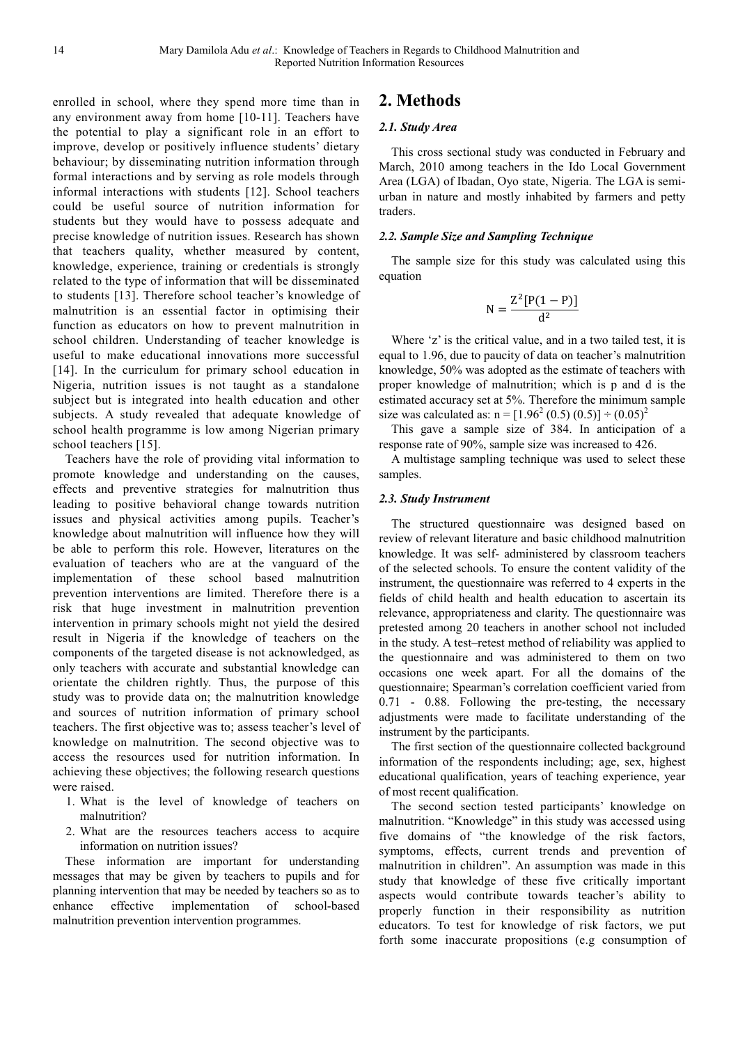enrolled in school, where they spend more time than in any environment away from home [10-11]. Teachers have the potential to play a significant role in an effort to improve, develop or positively influence students' dietary behaviour; by disseminating nutrition information through formal interactions and by serving as role models through informal interactions with students [12]. School teachers could be useful source of nutrition information for students but they would have to possess adequate and precise knowledge of nutrition issues. Research has shown that teachers quality, whether measured by content, knowledge, experience, training or credentials is strongly related to the type of information that will be disseminated to students [13]. Therefore school teacher's knowledge of malnutrition is an essential factor in optimising their function as educators on how to prevent malnutrition in school children. Understanding of teacher knowledge is useful to make educational innovations more successful [14]. In the curriculum for primary school education in Nigeria, nutrition issues is not taught as a standalone subject but is integrated into health education and other subjects. A study revealed that adequate knowledge of school health programme is low among Nigerian primary school teachers [15].

Teachers have the role of providing vital information to promote knowledge and understanding on the causes, effects and preventive strategies for malnutrition thus leading to positive behavioral change towards nutrition issues and physical activities among pupils. Teacher's knowledge about malnutrition will influence how they will be able to perform this role. However, literatures on the evaluation of teachers who are at the vanguard of the implementation of these school based malnutrition prevention interventions are limited. Therefore there is a risk that huge investment in malnutrition prevention intervention in primary schools might not yield the desired result in Nigeria if the knowledge of teachers on the components of the targeted disease is not acknowledged, as only teachers with accurate and substantial knowledge can orientate the children rightly. Thus, the purpose of this study was to provide data on; the malnutrition knowledge and sources of nutrition information of primary school teachers. The first objective was to; assess teacher's level of knowledge on malnutrition. The second objective was to access the resources used for nutrition information. In achieving these objectives; the following research questions were raised.

1. What is the level of knowledge of teachers on malnutrition?
2. What are the resources teachers access to acquire information on nutrition issues?

These information are important for understanding messages that may be given by teachers to pupils and for planning intervention that may be needed by teachers so as to enhance effective implementation of school-based malnutrition prevention intervention programmes.

# 2. Methods

### 2.1. Study Area

This cross sectional study was conducted in February and March, 2010 among teachers in the Ido Local Government Area (LGA) of Ibadan, Oyo state, Nigeria. The LGA is semi-urban in nature and mostly inhabited by farmers and petty traders.

### 2.2. Sample Size and Sampling Technique

The sample size for this study was calculated using this equation

$$N = \frac{Z^2[P(1-P)]}{d^2}$$

Where 'z' is the critical value, and in a two tailed test, it is equal to 1.96, due to paucity of data on teacher's malnutrition knowledge, 50% was adopted as the estimate of teachers with proper knowledge of malnutrition; which is p and d is the estimated accuracy set at 5%. Therefore the minimum sample size was calculated as: $n = [1.96^2 (0.5) (0.5)] \div (0.05)^2$

This gave a sample size of 384. In anticipation of a response rate of 90%, sample size was increased to 426.

A multistage sampling technique was used to select these samples.

### 2.3. Study Instrument

The structured questionnaire was designed based on review of relevant literature and basic childhood malnutrition knowledge. It was self- administered by classroom teachers of the selected schools. To ensure the content validity of the instrument, the questionnaire was referred to 4 experts in the fields of child health and health education to ascertain its relevance, appropriateness and clarity. The questionnaire was pretested among 20 teachers in another school not included in the study. A test–retest method of reliability was applied to the questionnaire and was administered to them on two occasions one week apart. For all the domains of the questionnaire; Spearman's correlation coefficient varied from 0.71 - 0.88. Following the pre-testing, the necessary adjustments were made to facilitate understanding of the instrument by the participants.

The first section of the questionnaire collected background information of the respondents including; age, sex, highest educational qualification, years of teaching experience, year of most recent qualification.

The second section tested participants' knowledge on malnutrition. "Knowledge" in this study was accessed using five domains of "the knowledge of the risk factors, symptoms, effects, current trends and prevention of malnutrition in children". An assumption was made in this study that knowledge of these five critically important aspects would contribute towards teacher's ability to properly function in their responsibility as nutrition educators. To test for knowledge of risk factors, we put forth some inaccurate propositions (e.g consumption of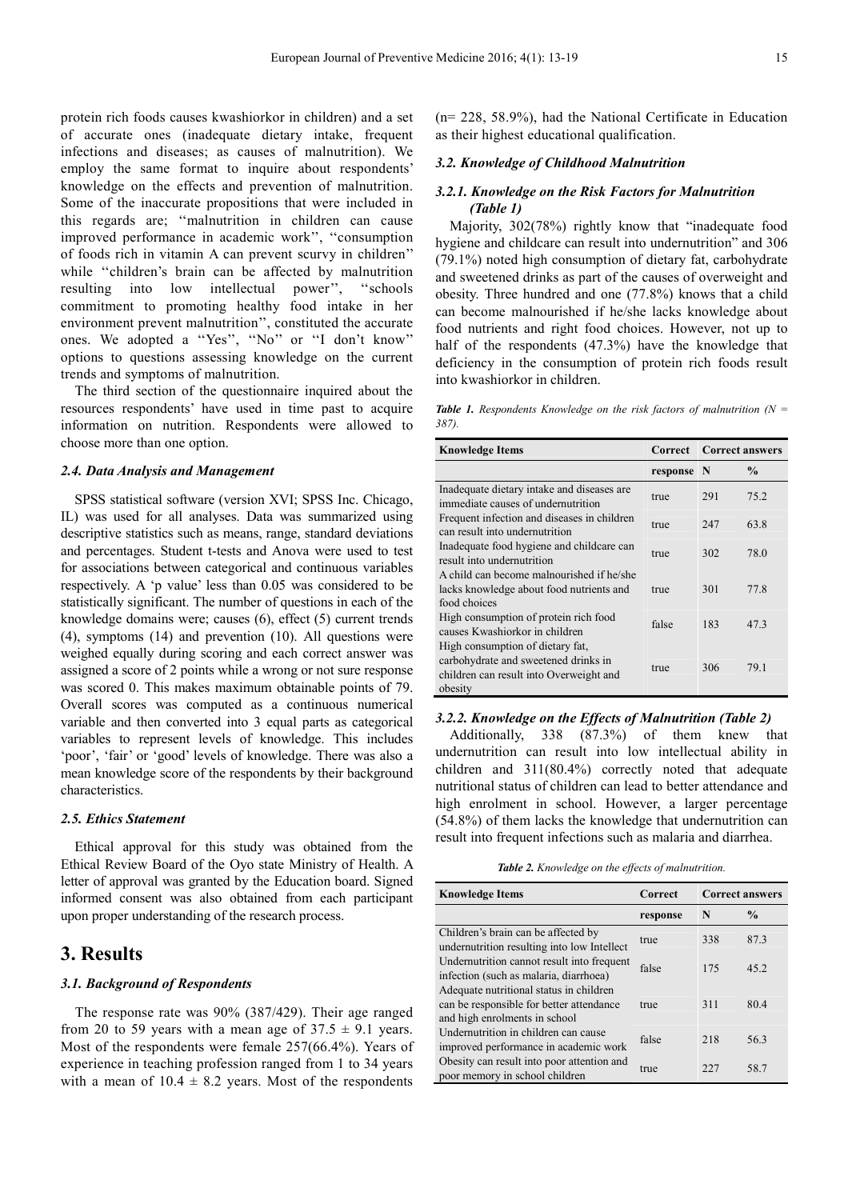protein rich foods causes kwashiorkor in children) and a set of accurate ones (inadequate dietary intake, frequent infections and diseases; as causes of malnutrition). We employ the same format to inquire about respondents' knowledge on the effects and prevention of malnutrition. Some of the inaccurate propositions that were included in this regards are; ''malnutrition in children can cause improved performance in academic work'', ''consumption of foods rich in vitamin A can prevent scurvy in children'' while ''children's brain can be affected by malnutrition resulting into low intellectual power'', ''schools commitment to promoting healthy food intake in her environment prevent malnutrition'', constituted the accurate ones. We adopted a ''Yes'', ''No'' or ''I don't know'' options to questions assessing knowledge on the current trends and symptoms of malnutrition.

The third section of the questionnaire inquired about the resources respondents' have used in time past to acquire information on nutrition. Respondents were allowed to choose more than one option.

### 2.4. Data Analysis and Management

SPSS statistical software (version XVI; SPSS Inc. Chicago, IL) was used for all analyses. Data was summarized using descriptive statistics such as means, range, standard deviations and percentages. Student t-tests and Anova were used to test for associations between categorical and continuous variables respectively. A 'p value' less than 0.05 was considered to be statistically significant. The number of questions in each of the knowledge domains were; causes (6), effect (5) current trends (4), symptoms (14) and prevention (10). All questions were weighed equally during scoring and each correct answer was assigned a score of 2 points while a wrong or not sure response was scored 0. This makes maximum obtainable points of 79. Overall scores was computed as a continuous numerical variable and then converted into 3 equal parts as categorical variables to represent levels of knowledge. This includes 'poor', 'fair' or 'good' levels of knowledge. There was also a mean knowledge score of the respondents by their background characteristics.

### 2.5. Ethics Statement

Ethical approval for this study was obtained from the Ethical Review Board of the Oyo state Ministry of Health. A letter of approval was granted by the Education board. Signed informed consent was also obtained from each participant upon proper understanding of the research process.

## 3. Results

### 3.1. Background of Respondents

The response rate was 90% (387/429). Their age ranged from 20 to 59 years with a mean age of $37.5 \pm 9.1$ years. Most of the respondents were female 257(66.4%). Years of experience in teaching profession ranged from 1 to 34 years with a mean of $10.4 \pm 8.2$ years. Most of the respondents (n= 228, 58.9%), had the National Certificate in Education as their highest educational qualification.

### 3.2. Knowledge of Childhood Malnutrition

#### 3.2.1. Knowledge on the Risk Factors for Malnutrition (Table 1)

Majority, 302(78%) rightly know that "inadequate food hygiene and childcare can result into undernutrition" and 306 (79.1%) noted high consumption of dietary fat, carbohydrate and sweetened drinks as part of the causes of overweight and obesity. Three hundred and one (77.8%) knows that a child can become malnourished if he/she lacks knowledge about food nutrients and right food choices. However, not up to half of the respondents (47.3%) have the knowledge that deficiency in the consumption of protein rich foods result into kwashiorkor in children.

***Table 1.*** *Respondents Knowledge on the risk factors of malnutrition (N = 387).*

| Knowledge Items | Correct response | Correct answers N | % |
|---|---|---|---|
| Inadequate dietary intake and diseases are immediate causes of undernutrition | true | 291 | 75.2 |
| Frequent infection and diseases in children can result into undernutrition | true | 247 | 63.8 |
| Inadequate food hygiene and childcare can result into undernutrition | true | 302 | 78.0 |
| A child can become malnourished if he/she lacks knowledge about food nutrients and food choices | true | 301 | 77.8 |
| High consumption of protein rich food causes Kwashiorkor in children | false | 183 | 47.3 |
| High consumption of dietary fat, carbohydrate and sweetened drinks in children can result into Overweight and obesity | true | 306 | 79.1 |

#### 3.2.2. Knowledge on the Effects of Malnutrition (Table 2)

Additionally, 338 (87.3%) of them knew that undernutrition can result into low intellectual ability in children and 311(80.4%) correctly noted that adequate nutritional status of children can lead to better attendance and high enrolment in school. However, a larger percentage (54.8%) of them lacks the knowledge that undernutrition can result into frequent infections such as malaria and diarrhea.

***Table 2.*** *Knowledge on the effects of malnutrition.*

| Knowledge Items | Correct response | Correct answers N | % |
|---|---|---|---|
| Children's brain can be affected by undernutrition resulting into low Intellect | true | 338 | 87.3 |
| Undernutrition cannot result into frequent infection (such as malaria, diarrhoea) | false | 175 | 45.2 |
| Adequate nutritional status in children can be responsible for better attendance and high enrolments in school | true | 311 | 80.4 |
| Undernutrition in children can cause improved performance in academic work | false | 218 | 56.3 |
| Obesity can result into poor attention and poor memory in school children | true | 227 | 58.7 |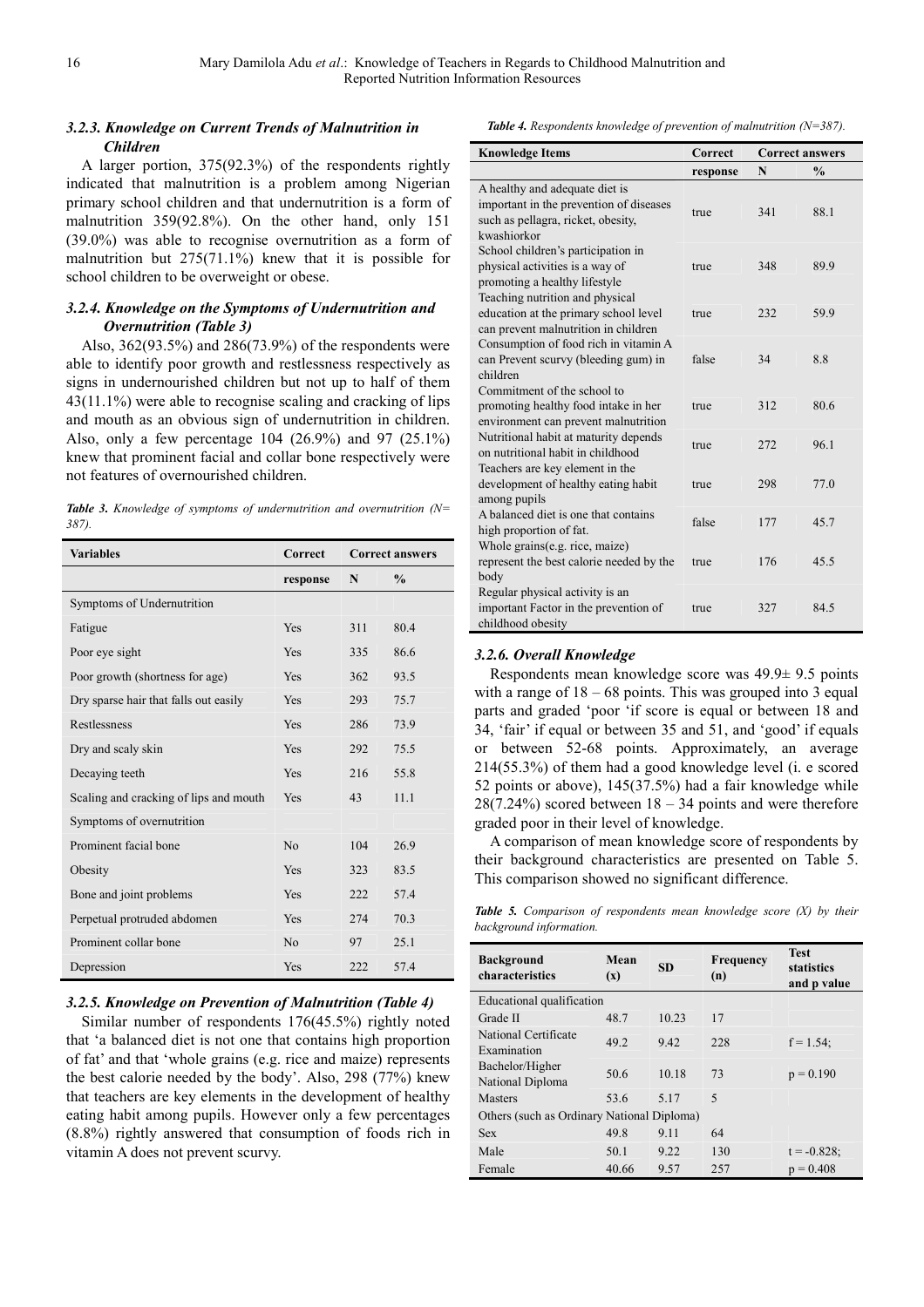### 3.2.3. Knowledge on Current Trends of Malnutrition in Children

A larger portion, 375(92.3%) of the respondents rightly indicated that malnutrition is a problem among Nigerian primary school children and that undernutrition is a form of malnutrition 359(92.8%). On the other hand, only 151 (39.0%) was able to recognise overnutrition as a form of malnutrition but 275(71.1%) knew that it is possible for school children to be overweight or obese.

### 3.2.4. Knowledge on the Symptoms of Undernutrition and Overnutrition (Table 3)

Also, 362(93.5%) and 286(73.9%) of the respondents were able to identify poor growth and restlessness respectively as signs in undernourished children but not up to half of them 43(11.1%) were able to recognise scaling and cracking of lips and mouth as an obvious sign of undernutrition in children. Also, only a few percentage 104 (26.9%) and 97 (25.1%) knew that prominent facial and collar bone respectively were not features of overnourished children.

*Table 3. Knowledge of symptoms of undernutrition and overnutrition (N= 387).*

| Variables | Correct | Correct answers | |
|---|---|---|---|
| | response | N | % |
| Symptoms of Undernutrition | | | |
| Fatigue | Yes | 311 | 80.4 |
| Poor eye sight | Yes | 335 | 86.6 |
| Poor growth (shortness for age) | Yes | 362 | 93.5 |
| Dry sparse hair that falls out easily | Yes | 293 | 75.7 |
| Restlessness | Yes | 286 | 73.9 |
| Dry and scaly skin | Yes | 292 | 75.5 |
| Decaying teeth | Yes | 216 | 55.8 |
| Scaling and cracking of lips and mouth | Yes | 43 | 11.1 |
| Symptoms of overnutrition | | | |
| Prominent facial bone | No | 104 | 26.9 |
| Obesity | Yes | 323 | 83.5 |
| Bone and joint problems | Yes | 222 | 57.4 |
| Perpetual protruded abdomen | Yes | 274 | 70.3 |
| Prominent collar bone | No | 97 | 25.1 |
| Depression | Yes | 222 | 57.4 |

### 3.2.5. Knowledge on Prevention of Malnutrition (Table 4)

Similar number of respondents 176(45.5%) rightly noted that 'a balanced diet is not one that contains high proportion of fat' and that 'whole grains (e.g. rice and maize) represents the best calorie needed by the body'. Also, 298 (77%) knew that teachers are key elements in the development of healthy eating habit among pupils. However only a few percentages (8.8%) rightly answered that consumption of foods rich in vitamin A does not prevent scurvy.

*Table 4. Respondents knowledge of prevention of malnutrition (N=387).*

| Knowledge Items | Correct | Correct answers | |
|---|---|---|---|
| | response | N | % |
| A healthy and adequate diet is important in the prevention of diseases such as pellagra, ricket, obesity, kwashiorkor | true | 341 | 88.1 |
| School children's participation in physical activities is a way of promoting a healthy lifestyle | true | 348 | 89.9 |
| Teaching nutrition and physical education at the primary school level can prevent malnutrition in children | true | 232 | 59.9 |
| Consumption of food rich in vitamin A can Prevent scurvy (bleeding gum) in children | false | 34 | 8.8 |
| Commitment of the school to promoting healthy food intake in her environment can prevent malnutrition | true | 312 | 80.6 |
| Nutritional habit at maturity depends on nutritional habit in childhood | true | 272 | 96.1 |
| Teachers are key element in the development of healthy eating habit among pupils | true | 298 | 77.0 |
| A balanced diet is one that contains high proportion of fat. | false | 177 | 45.7 |
| Whole grains(e.g. rice, maize) represent the best calorie needed by the body | true | 176 | 45.5 |
| Regular physical activity is an important Factor in the prevention of childhood obesity | true | 327 | 84.5 |

### 3.2.6. Overall Knowledge

Respondents mean knowledge score was 49.9± 9.5 points with a range of 18 – 68 points. This was grouped into 3 equal parts and graded 'poor 'if score is equal or between 18 and 34, 'fair' if equal or between 35 and 51, and 'good' if equals or between 52-68 points. Approximately, an average 214(55.3%) of them had a good knowledge level (i. e scored 52 points or above), 145(37.5%) had a fair knowledge while 28(7.24%) scored between 18 – 34 points and were therefore graded poor in their level of knowledge.

A comparison of mean knowledge score of respondents by their background characteristics are presented on Table 5. This comparison showed no significant difference.

*Table 5. Comparison of respondents mean knowledge score (X) by their background information.*

| Background characteristics | Mean (x) | SD | Frequency (n) | Test statistics and p value |
|---|---|---|---|---|
| Educational qualification | | | | |
| Grade II | 48.7 | 10.23 | 17 | |
| National Certificate Examination | 49.2 | 9.42 | 228 | f = 1.54; |
| Bachelor/Higher National Diploma | 50.6 | 10.18 | 73 | p = 0.190 |
| Masters | 53.6 | 5.17 | 5 | |
| Others (such as Ordinary National Diploma) | | | | |
| Sex | 49.8 | 9.11 | 64 | |
| Male | 50.1 | 9.22 | 130 | t = -0.828; |
| Female | 40.66 | 9.57 | 257 | p = 0.408 |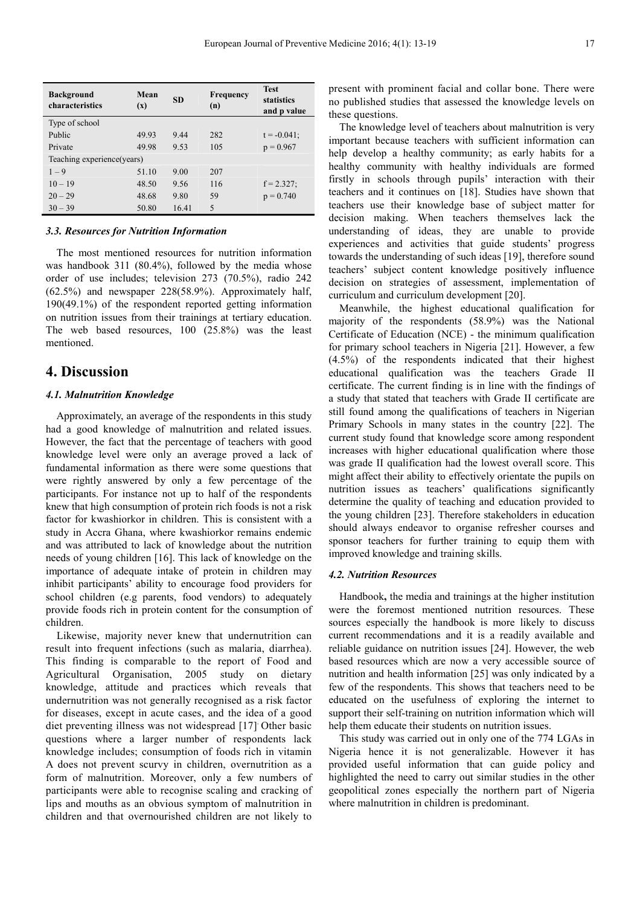| Background characteristics | Mean (x) | SD | Frequency (n) | Test statistics and p value |
|---|---|---|---|---|
| Type of school | | | | |
| Public | 49.93 | 9.44 | 282 | t = -0.041; |
| Private | 49.98 | 9.53 | 105 | p = 0.967 |
| Teaching experience(years) | | | | |
| 1 – 9 | 51.10 | 9.00 | 207 | |
| 10 – 19 | 48.50 | 9.56 | 116 | f = 2.327; |
| 20 – 29 | 48.68 | 9.80 | 59 | p = 0.740 |
| 30 – 39 | 50.80 | 16.41 | 5 | |

### 3.3. Resources for Nutrition Information

The most mentioned resources for nutrition information was handbook 311 (80.4%), followed by the media whose order of use includes; television 273 (70.5%), radio 242 (62.5%) and newspaper 228(58.9%). Approximately half, 190(49.1%) of the respondent reported getting information on nutrition issues from their trainings at tertiary education. The web based resources, 100 (25.8%) was the least mentioned.

## 4. Discussion

### 4.1. Malnutrition Knowledge

Approximately, an average of the respondents in this study had a good knowledge of malnutrition and related issues. However, the fact that the percentage of teachers with good knowledge level were only an average proved a lack of fundamental information as there were some questions that were rightly answered by only a few percentage of the participants. For instance not up to half of the respondents knew that high consumption of protein rich foods is not a risk factor for kwashiorkor in children. This is consistent with a study in Accra Ghana, where kwashiorkor remains endemic and was attributed to lack of knowledge about the nutrition needs of young children [16]. This lack of knowledge on the importance of adequate intake of protein in children may inhibit participants' ability to encourage food providers for school children (e.g parents, food vendors) to adequately provide foods rich in protein content for the consumption of children.

Likewise, majority never knew that undernutrition can result into frequent infections (such as malaria, diarrhea). This finding is comparable to the report of Food and Agricultural Organisation, 2005 study on dietary knowledge, attitude and practices which reveals that undernutrition was not generally recognised as a risk factor for diseases, except in acute cases, and the idea of a good diet preventing illness was not widespread [17]. Other basic questions where a larger number of respondents lack knowledge includes; consumption of foods rich in vitamin A does not prevent scurvy in children, overnutrition as a form of malnutrition. Moreover, only a few numbers of participants were able to recognise scaling and cracking of lips and mouths as an obvious symptom of malnutrition in children and that overnourished children are not likely to present with prominent facial and collar bone. There were no published studies that assessed the knowledge levels on these questions.

The knowledge level of teachers about malnutrition is very important because teachers with sufficient information can help develop a healthy community; as early habits for a healthy community with healthy individuals are formed firstly in schools through pupils' interaction with their teachers and it continues on [18]. Studies have shown that teachers use their knowledge base of subject matter for decision making. When teachers themselves lack the understanding of ideas, they are unable to provide experiences and activities that guide students' progress towards the understanding of such ideas [19], therefore sound teachers' subject content knowledge positively influence decision on strategies of assessment, implementation of curriculum and curriculum development [20].

Meanwhile, the highest educational qualification for majority of the respondents (58.9%) was the National Certificate of Education (NCE) - the minimum qualification for primary school teachers in Nigeria [21]. However, a few (4.5%) of the respondents indicated that their highest educational qualification was the teachers Grade II certificate. The current finding is in line with the findings of a study that stated that teachers with Grade II certificate are still found among the qualifications of teachers in Nigerian Primary Schools in many states in the country [22]. The current study found that knowledge score among respondent increases with higher educational qualification where those was grade II qualification had the lowest overall score. This might affect their ability to effectively orientate the pupils on nutrition issues as teachers' qualifications significantly determine the quality of teaching and education provided to the young children [23]. Therefore stakeholders in education should always endeavor to organise refresher courses and sponsor teachers for further training to equip them with improved knowledge and training skills.

### 4.2. Nutrition Resources

Handbook**,** the media and trainings at the higher institution were the foremost mentioned nutrition resources. These sources especially the handbook is more likely to discuss current recommendations and it is a readily available and reliable guidance on nutrition issues [24]. However, the web based resources which are now a very accessible source of nutrition and health information [25] was only indicated by a few of the respondents. This shows that teachers need to be educated on the usefulness of exploring the internet to support their self-training on nutrition information which will help them educate their students on nutrition issues.

This study was carried out in only one of the 774 LGAs in Nigeria hence it is not generalizable. However it has provided useful information that can guide policy and highlighted the need to carry out similar studies in the other geopolitical zones especially the northern part of Nigeria where malnutrition in children is predominant.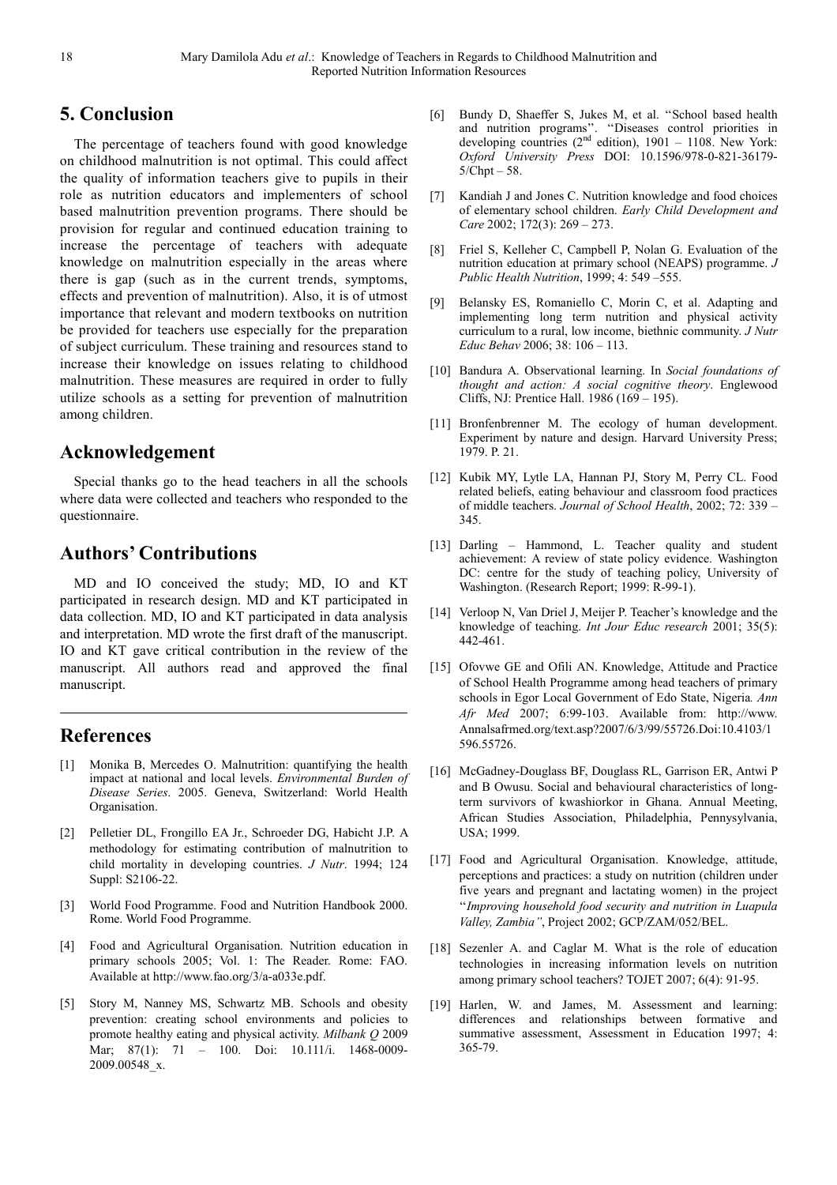## 5. Conclusion

The percentage of teachers found with good knowledge on childhood malnutrition is not optimal. This could affect the quality of information teachers give to pupils in their role as nutrition educators and implementers of school based malnutrition prevention programs. There should be provision for regular and continued education training to increase the percentage of teachers with adequate knowledge on malnutrition especially in the areas where there is gap (such as in the current trends, symptoms, effects and prevention of malnutrition). Also, it is of utmost importance that relevant and modern textbooks on nutrition be provided for teachers use especially for the preparation of subject curriculum. These training and resources stand to increase their knowledge on issues relating to childhood malnutrition. These measures are required in order to fully utilize schools as a setting for prevention of malnutrition among children.

## Acknowledgement

Special thanks go to the head teachers in all the schools where data were collected and teachers who responded to the questionnaire.

## Authors' Contributions

MD and IO conceived the study; MD, IO and KT participated in research design. MD and KT participated in data collection. MD, IO and KT participated in data analysis and interpretation. MD wrote the first draft of the manuscript. IO and KT gave critical contribution in the review of the manuscript. All authors read and approved the final manuscript.

## References

[1] Monika B, Mercedes O. Malnutrition: quantifying the health impact at national and local levels. *Environmental Burden of Disease Series*. 2005. Geneva, Switzerland: World Health Organisation.

[2] Pelletier DL, Frongillo EA Jr., Schroeder DG, Habicht J.P. A methodology for estimating contribution of malnutrition to child mortality in developing countries. *J Nutr*. 1994; 124 Suppl: S2106-22.

[3] World Food Programme. Food and Nutrition Handbook 2000. Rome. World Food Programme.

[4] Food and Agricultural Organisation. Nutrition education in primary schools 2005; Vol. 1: The Reader. Rome: FAO. Available at http://www.fao.org/3/a-a033e.pdf.

[5] Story M, Nanney MS, Schwartz MB. Schools and obesity prevention: creating school environments and policies to promote healthy eating and physical activity. *Milbank Q* 2009 Mar; 87(1): 71 – 100. Doi: 10.111/i. 1468-0009-2009.00548_x.

[6] Bundy D, Shaeffer S, Jukes M, et al. ''School based health and nutrition programs''. ''Diseases control priorities in developing countries (2nd edition), 1901 – 1108. New York: *Oxford University Press* DOI: 10.1596/978-0-821-36179-5/Chpt – 58.

[7] Kandiah J and Jones C. Nutrition knowledge and food choices of elementary school children. *Early Child Development and Care* 2002; 172(3): 269 – 273.

[8] Friel S, Kelleher C, Campbell P, Nolan G. Evaluation of the nutrition education at primary school (NEAPS) programme. *J Public Health Nutrition*, 1999; 4: 549 –555.

[9] Belansky ES, Romaniello C, Morin C, et al. Adapting and implementing long term nutrition and physical activity curriculum to a rural, low income, biethnic community. *J Nutr Educ Behav* 2006; 38: 106 – 113.

[10] Bandura A. Observational learning. In *Social foundations of thought and action: A social cognitive theory*. Englewood Cliffs, NJ: Prentice Hall. 1986 (169 – 195).

[11] Bronfenbrenner M. The ecology of human development. Experiment by nature and design. Harvard University Press; 1979. P. 21.

[12] Kubik MY, Lytle LA, Hannan PJ, Story M, Perry CL. Food related beliefs, eating behaviour and classroom food practices of middle teachers. *Journal of School Health*, 2002; 72: 339 – 345.

[13] Darling – Hammond, L. Teacher quality and student achievement: A review of state policy evidence. Washington DC: centre for the study of teaching policy, University of Washington. (Research Report; 1999: R-99-1).

[14] Verloop N, Van Driel J, Meijer P. Teacher's knowledge and the knowledge of teaching. *Int Jour Educ research* 2001; 35(5): 442-461.

[15] Ofovwe GE and Ofili AN. Knowledge, Attitude and Practice of School Health Programme among head teachers of primary schools in Egor Local Government of Edo State, Nigeria. *Ann Afr Med* 2007; 6:99-103. Available from: http://www.Annalsafrmed.org/text.asp?2007/6/3/99/55726.Doi:10.4103/1596.55726.

[16] McGadney-Douglass BF, Douglass RL, Garrison ER, Antwi P and B Owusu. Social and behavioural characteristics of long-term survivors of kwashiorkor in Ghana. Annual Meeting, African Studies Association, Philadelphia, Pennysylvania, USA; 1999.

[17] Food and Agricultural Organisation. Knowledge, attitude, perceptions and practices: a study on nutrition (children under five years and pregnant and lactating women) in the project ''*Improving household food security and nutrition in Luapula Valley, Zambia''*, Project 2002; GCP/ZAM/052/BEL.

[18] Sezenler A. and Caglar M. What is the role of education technologies in increasing information levels on nutrition among primary school teachers? TOJET 2007; 6(4): 91-95.

[19] Harlen, W. and James, M. Assessment and learning: differences and relationships between formative and summative assessment, Assessment in Education 1997; 4: 365-79.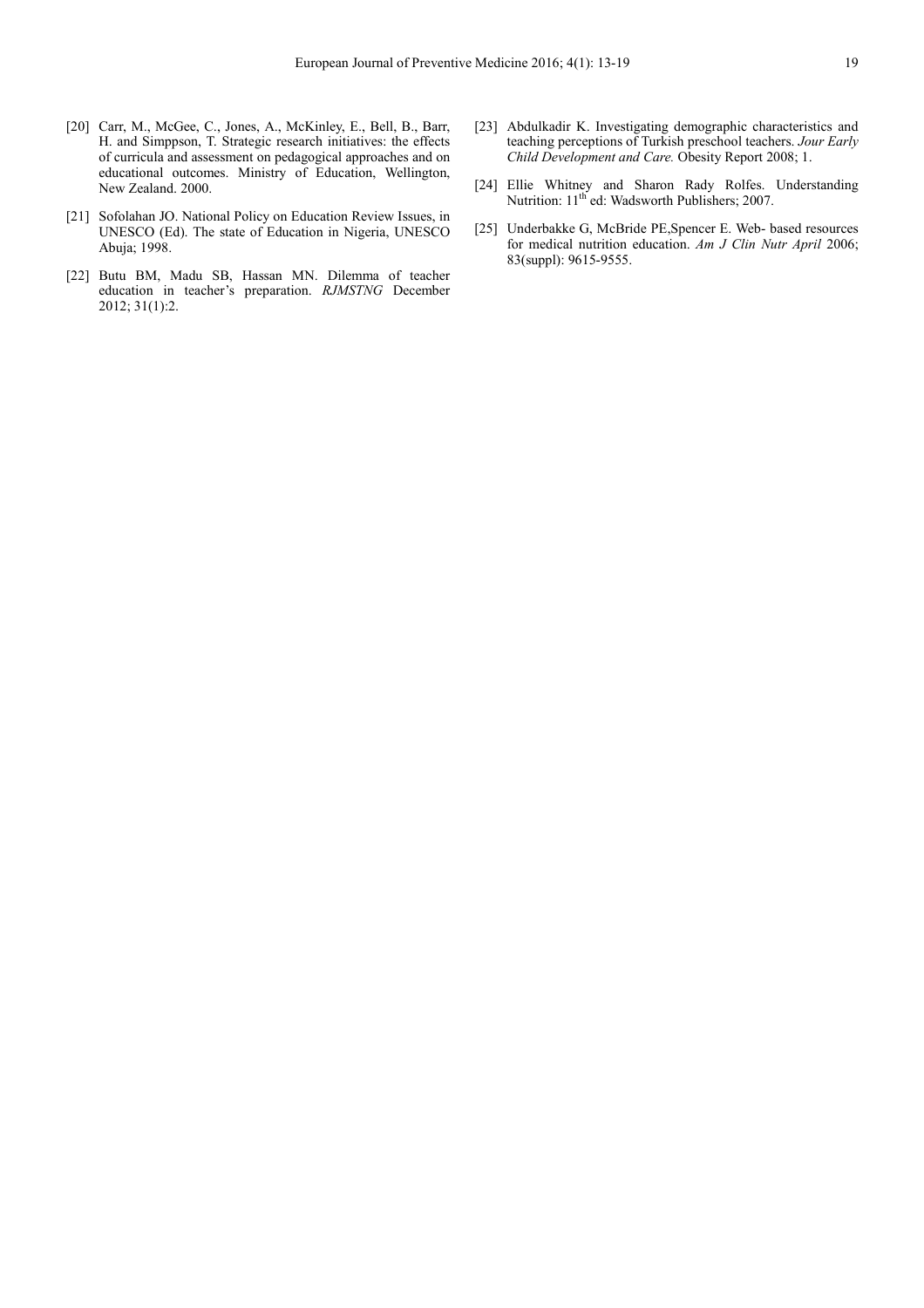[20] Carr, M., McGee, C., Jones, A., McKinley, E., Bell, B., Barr, H. and Simppson, T. Strategic research initiatives: the effects of curricula and assessment on pedagogical approaches and on educational outcomes. Ministry of Education, Wellington, New Zealand. 2000.

[21] Sofolahan JO. National Policy on Education Review Issues, in UNESCO (Ed). The state of Education in Nigeria, UNESCO Abuja; 1998.

[22] Butu BM, Madu SB, Hassan MN. Dilemma of teacher education in teacher's preparation. *RJMSTNG* December 2012; 31(1):2.

[23] Abdulkadir K. Investigating demographic characteristics and teaching perceptions of Turkish preschool teachers. *Jour Early Child Development and Care.* Obesity Report 2008; 1.

[24] Ellie Whitney and Sharon Rady Rolfes. Understanding Nutrition: 11th ed: Wadsworth Publishers; 2007.

[25] Underbakke G, McBride PE,Spencer E. Web- based resources for medical nutrition education. *Am J Clin Nutr April* 2006; 83(suppl): 9615-9555.